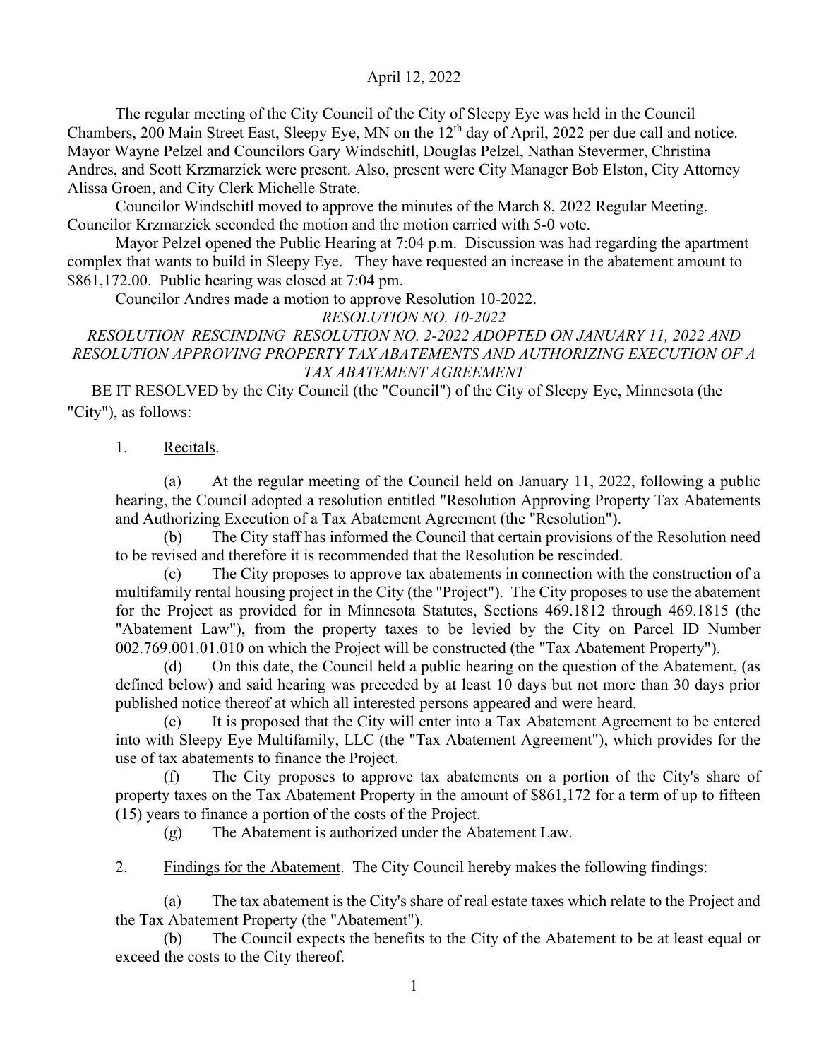April 12, 2022

The regular meeting of the City Council of the City of Sleepy Eye was held in the Council Chambers, 200 Main Street East, Sleepy Eye, MN on the 12th day of April, 2022 per due call and notice. Mayor Wayne Pelzel and Councilors Gary Windschitl, Douglas Pelzel, Nathan Stevermer, Christina Andres, and Scott Krzmarzick were present. Also, present were City Manager Bob Elston, City Attorney Alissa Groen, and City Clerk Michelle Strate.

Councilor Windschitl moved to approve the minutes of the March 8, 2022 Regular Meeting. Councilor Krzmarzick seconded the motion and the motion carried with 5-0 vote.

Mayor Pelzel opened the Public Hearing at 7:04 p.m. Discussion was had regarding the apartment complex that wants to build in Sleepy Eye. They have requested an increase in the abatement amount to $861,172.00. Public hearing was closed at 7:04 pm.

Councilor Andres made a motion to approve Resolution 10-2022.

*RESOLUTION NO. 10-2022*

*RESOLUTION RESCINDING RESOLUTION NO. 2-2022 ADOPTED ON JANUARY 11, 2022 AND RESOLUTION APPROVING PROPERTY TAX ABATEMENTS AND AUTHORIZING EXECUTION OF A TAX ABATEMENT AGREEMENT*

BE IT RESOLVED by the City Council (the "Council") of the City of Sleepy Eye, Minnesota (the "City"), as follows:

1. Recitals.

(a) At the regular meeting of the Council held on January 11, 2022, following a public hearing, the Council adopted a resolution entitled "Resolution Approving Property Tax Abatements and Authorizing Execution of a Tax Abatement Agreement (the "Resolution").

(b) The City staff has informed the Council that certain provisions of the Resolution need to be revised and therefore it is recommended that the Resolution be rescinded.

(c) The City proposes to approve tax abatements in connection with the construction of a multifamily rental housing project in the City (the "Project"). The City proposes to use the abatement for the Project as provided for in Minnesota Statutes, Sections 469.1812 through 469.1815 (the "Abatement Law"), from the property taxes to be levied by the City on Parcel ID Number 002.769.001.01.010 on which the Project will be constructed (the "Tax Abatement Property").

(d) On this date, the Council held a public hearing on the question of the Abatement, (as defined below) and said hearing was preceded by at least 10 days but not more than 30 days prior published notice thereof at which all interested persons appeared and were heard.

(e) It is proposed that the City will enter into a Tax Abatement Agreement to be entered into with Sleepy Eye Multifamily, LLC (the "Tax Abatement Agreement"), which provides for the use of tax abatements to finance the Project.

(f) The City proposes to approve tax abatements on a portion of the City's share of property taxes on the Tax Abatement Property in the amount of $861,172 for a term of up to fifteen (15) years to finance a portion of the costs of the Project.

(g) The Abatement is authorized under the Abatement Law.

2. Findings for the Abatement. The City Council hereby makes the following findings:

(a) The tax abatement is the City's share of real estate taxes which relate to the Project and the Tax Abatement Property (the "Abatement").

(b) The Council expects the benefits to the City of the Abatement to be at least equal or exceed the costs to the City thereof.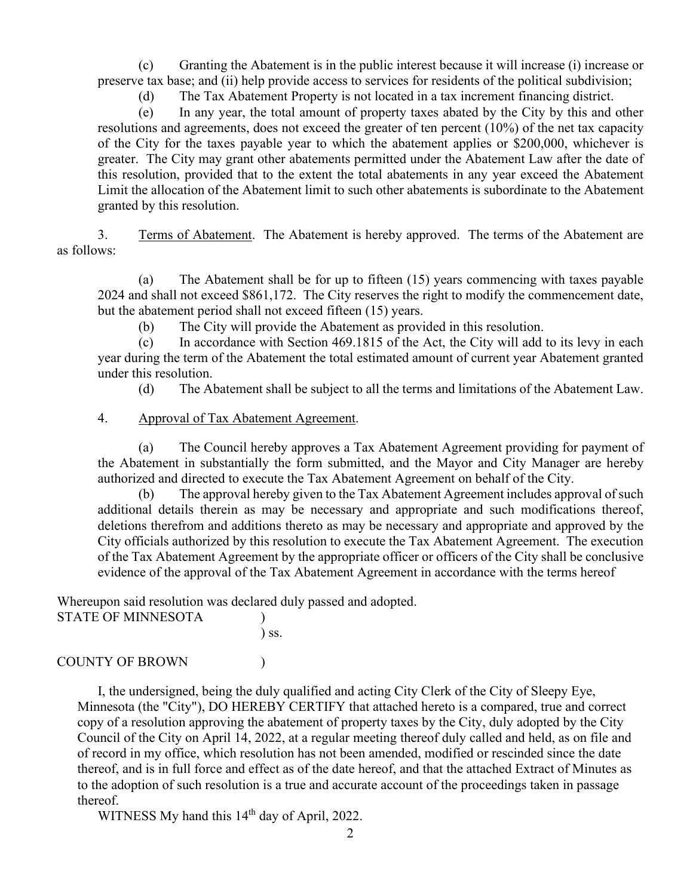(c) Granting the Abatement is in the public interest because it will increase (i) increase or preserve tax base; and (ii) help provide access to services for residents of the political subdivision;

(d) The Tax Abatement Property is not located in a tax increment financing district.

(e) In any year, the total amount of property taxes abated by the City by this and other resolutions and agreements, does not exceed the greater of ten percent (10%) of the net tax capacity of the City for the taxes payable year to which the abatement applies or $200,000, whichever is greater. The City may grant other abatements permitted under the Abatement Law after the date of this resolution, provided that to the extent the total abatements in any year exceed the Abatement Limit the allocation of the Abatement limit to such other abatements is subordinate to the Abatement granted by this resolution.

3. Terms of Abatement. The Abatement is hereby approved. The terms of the Abatement are as follows:

(a) The Abatement shall be for up to fifteen (15) years commencing with taxes payable 2024 and shall not exceed $861,172. The City reserves the right to modify the commencement date, but the abatement period shall not exceed fifteen (15) years.

(b) The City will provide the Abatement as provided in this resolution.

(c) In accordance with Section 469.1815 of the Act, the City will add to its levy in each year during the term of the Abatement the total estimated amount of current year Abatement granted under this resolution.

(d) The Abatement shall be subject to all the terms and limitations of the Abatement Law.

4. Approval of Tax Abatement Agreement.

(a) The Council hereby approves a Tax Abatement Agreement providing for payment of the Abatement in substantially the form submitted, and the Mayor and City Manager are hereby authorized and directed to execute the Tax Abatement Agreement on behalf of the City.

(b) The approval hereby given to the Tax Abatement Agreement includes approval of such additional details therein as may be necessary and appropriate and such modifications thereof, deletions therefrom and additions thereto as may be necessary and appropriate and approved by the City officials authorized by this resolution to execute the Tax Abatement Agreement. The execution of the Tax Abatement Agreement by the appropriate officer or officers of the City shall be conclusive evidence of the approval of the Tax Abatement Agreement in accordance with the terms hereof

Whereupon said resolution was declared duly passed and adopted.

STATE OF MINNESOTA )
) ss.
COUNTY OF BROWN )

I, the undersigned, being the duly qualified and acting City Clerk of the City of Sleepy Eye, Minnesota (the "City"), DO HEREBY CERTIFY that attached hereto is a compared, true and correct copy of a resolution approving the abatement of property taxes by the City, duly adopted by the City Council of the City on April 14, 2022, at a regular meeting thereof duly called and held, as on file and of record in my office, which resolution has not been amended, modified or rescinded since the date thereof, and is in full force and effect as of the date hereof, and that the attached Extract of Minutes as to the adoption of such resolution is a true and accurate account of the proceedings taken in passage thereof.

WITNESS My hand this 14th day of April, 2022.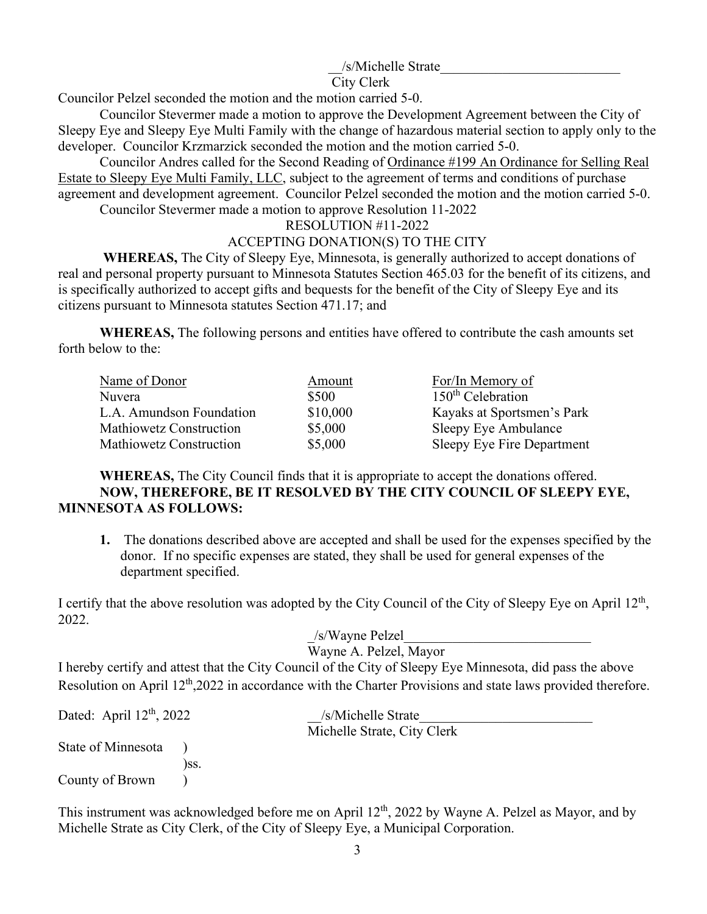__/s/Michelle Strate__________________________

City Clerk

Councilor Pelzel seconded the motion and the motion carried 5-0.

Councilor Stevermer made a motion to approve the Development Agreement between the City of Sleepy Eye and Sleepy Eye Multi Family with the change of hazardous material section to apply only to the developer. Councilor Krzmarzick seconded the motion and the motion carried 5-0.

Councilor Andres called for the Second Reading of Ordinance #199 An Ordinance for Selling Real Estate to Sleepy Eye Multi Family, LLC, subject to the agreement of terms and conditions of purchase agreement and development agreement. Councilor Pelzel seconded the motion and the motion carried 5-0.

Councilor Stevermer made a motion to approve Resolution 11-2022

RESOLUTION #11-2022

ACCEPTING DONATION(S) TO THE CITY

**WHEREAS,** The City of Sleepy Eye, Minnesota, is generally authorized to accept donations of real and personal property pursuant to Minnesota Statutes Section 465.03 for the benefit of its citizens, and is specifically authorized to accept gifts and bequests for the benefit of the City of Sleepy Eye and its citizens pursuant to Minnesota statutes Section 471.17; and

**WHEREAS,** The following persons and entities have offered to contribute the cash amounts set forth below to the:

| Name of Donor | Amount | For/In Memory of |
|---|---|---|
| Nuvera | \$500 | 150th Celebration |
| L.A. Amundson Foundation | \$10,000 | Kayaks at Sportsmen's Park |
| Mathiowetz Construction | \$5,000 | Sleepy Eye Ambulance |
| Mathiowetz Construction | \$5,000 | Sleepy Eye Fire Department |

**WHEREAS,** The City Council finds that it is appropriate to accept the donations offered.

**NOW, THEREFORE, BE IT RESOLVED BY THE CITY COUNCIL OF SLEEPY EYE, MINNESOTA AS FOLLOWS:**

1. The donations described above are accepted and shall be used for the expenses specified by the donor. If no specific expenses are stated, they shall be used for general expenses of the department specified.

I certify that the above resolution was adopted by the City Council of the City of Sleepy Eye on April 12th, 2022.

_/s/Wayne Pelzel___________________________

Wayne A. Pelzel, Mayor

I hereby certify and attest that the City Council of the City of Sleepy Eye Minnesota, did pass the above Resolution on April 12th,2022 in accordance with the Charter Provisions and state laws provided therefore.

Dated: April 12th, 2022

__/s/Michelle Strate_________________________

Michelle Strate, City Clerk

State of Minnesota )
)ss.
County of Brown )

This instrument was acknowledged before me on April 12th, 2022 by Wayne A. Pelzel as Mayor, and by Michelle Strate as City Clerk, of the City of Sleepy Eye, a Municipal Corporation.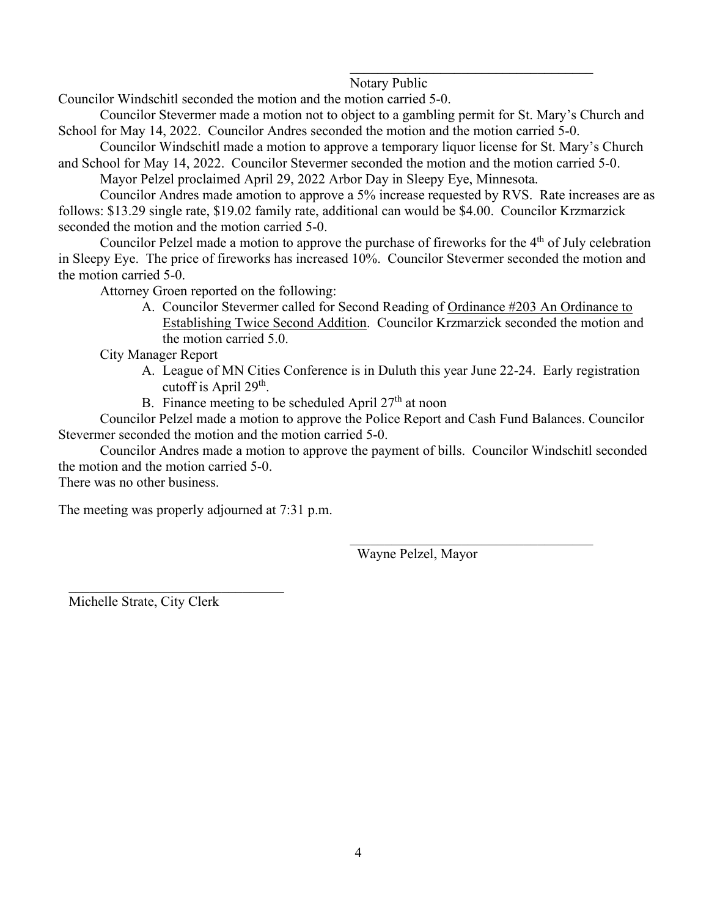\_\_\_\_\_\_\_\_\_\_\_\_\_\_\_\_\_\_\_\_\_\_\_\_\_\_\_\_\_\_\_\_\_\_\_

Notary Public

Councilor Windschitl seconded the motion and the motion carried 5-0.

Councilor Stevermer made a motion not to object to a gambling permit for St. Mary's Church and School for May 14, 2022. Councilor Andres seconded the motion and the motion carried 5-0.

Councilor Windschitl made a motion to approve a temporary liquor license for St. Mary's Church and School for May 14, 2022. Councilor Stevermer seconded the motion and the motion carried 5-0.

Mayor Pelzel proclaimed April 29, 2022 Arbor Day in Sleepy Eye, Minnesota.

Councilor Andres made amotion to approve a 5% increase requested by RVS. Rate increases are as follows: $13.29 single rate, $19.02 family rate, additional can would be $4.00. Councilor Krzmarzick seconded the motion and the motion carried 5-0.

Councilor Pelzel made a motion to approve the purchase of fireworks for the 4th of July celebration in Sleepy Eye. The price of fireworks has increased 10%. Councilor Stevermer seconded the motion and the motion carried 5-0.

Attorney Groen reported on the following:

A. Councilor Stevermer called for Second Reading of Ordinance #203 An Ordinance to Establishing Twice Second Addition. Councilor Krzmarzick seconded the motion and the motion carried 5.0.

City Manager Report

A. League of MN Cities Conference is in Duluth this year June 22-24. Early registration cutoff is April 29th.
B. Finance meeting to be scheduled April 27th at noon

Councilor Pelzel made a motion to approve the Police Report and Cash Fund Balances. Councilor Stevermer seconded the motion and the motion carried 5-0.

Councilor Andres made a motion to approve the payment of bills. Councilor Windschitl seconded the motion and the motion carried 5-0.

There was no other business.

The meeting was properly adjourned at 7:31 p.m.

\_\_\_\_\_\_\_\_\_\_\_\_\_\_\_\_\_\_\_\_\_\_\_\_\_\_\_\_\_\_\_\_\_\_\_

Wayne Pelzel, Mayor

\_\_\_\_\_\_\_\_\_\_\_\_\_\_\_\_\_\_\_\_\_\_\_\_\_\_\_\_\_\_\_\_\_\_\_

Michelle Strate, City Clerk